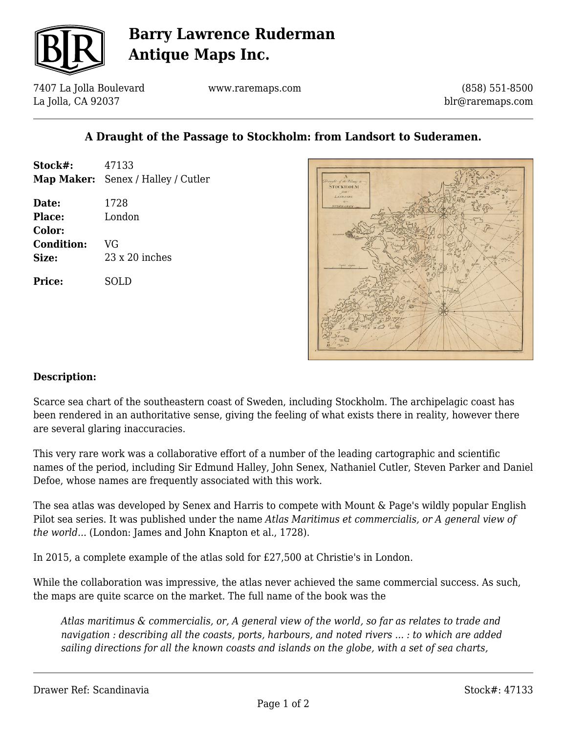# Barry Lawrence Ruderman Antique Maps Inc.

7407 La Jolla Boulevard
La Jolla, CA 92037

www.raremaps.com

(858) 551-8500
blr@raremaps.com

## A Draught of the Passage to Stockholm: from Landsort to Suderamen.

**Stock#:** 47133
**Map Maker:** Senex / Halley / Cutler

**Date:** 1728
**Place:** London
**Color:**
**Condition:** VG
**Size:** 23 x 20 inches

**Price:** SOLD

### Description:

Scarce sea chart of the southeastern coast of Sweden, including Stockholm. The archipelagic coast has been rendered in an authoritative sense, giving the feeling of what exists there in reality, however there are several glaring inaccuracies.

This very rare work was a collaborative effort of a number of the leading cartographic and scientific names of the period, including Sir Edmund Halley, John Senex, Nathaniel Cutler, Steven Parker and Daniel Defoe, whose names are frequently associated with this work.

The sea atlas was developed by Senex and Harris to compete with Mount & Page's wildly popular English Pilot sea series. It was published under the name *Atlas Maritimus et commercialis, or A general view of the world...* (London: James and John Knapton et al., 1728).

In 2015, a complete example of the atlas sold for £27,500 at Christie's in London.

While the collaboration was impressive, the atlas never achieved the same commercial success. As such, the maps are quite scarce on the market. The full name of the book was the

> *Atlas maritimus & commercialis, or, A general view of the world, so far as relates to trade and navigation : describing all the coasts, ports, harbours, and noted rivers ... : to which are added sailing directions for all the known coasts and islands on the globe, with a set of sea charts,*

Drawer Ref: Scandinavia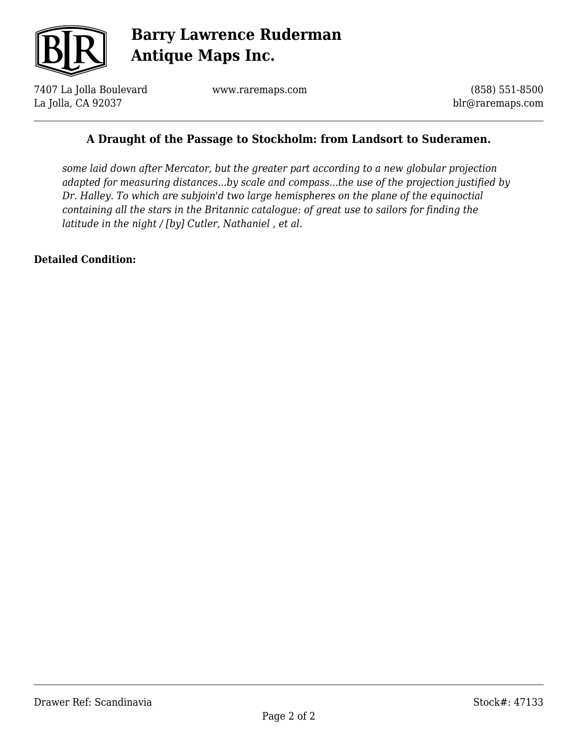*some laid down after Mercator, but the greater part according to a new globular projection adapted for measuring distances...by scale and compass...the use of the projection justified by Dr. Halley. To which are subjoin'd two large hemispheres on the plane of the equinoctial containing all the stars in the Britannic catalogue: of great use to sailors for finding the latitude in the night / [by] Cutler, Nathaniel , et al.*

**Detailed Condition:**